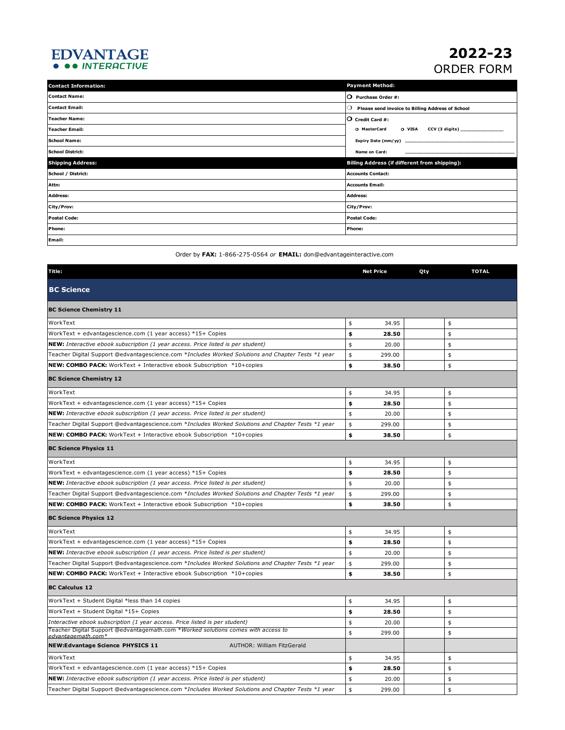# EDVANTAGE INTERACTIVE

# 2022-23
## ORDER FORM

| Contact Information: | Payment Method: |
|---|---|
| Contact Name: | ○ Purchase Order #: |
| Contact Email: | ○ Please send invoice to Billing Address of School |
| Teacher Name: | ○ Credit Card #: |
| Teacher Email: | o MasterCard o VISA CCV (3 digits) ______________ |
| School Name: | Expiry Date (mm/yy) ________________________________ |
| School District: | Name on Card: ________________________________ |
| **Shipping Address:** | **Billing Address (if different from shipping):** |
| School / District: | Accounts Contact: |
| Attn: | Accounts Email: |
| Address: | Address: |
| City/Prov: | City/Prov: |
| Postal Code: | Postal Code: |
| Phone: | Phone: |
| Email: | |

Order by **FAX:** 1-866-275-0564 *or* **EMAIL:** don@edvantageinteractive.com

| Title: | Net Price | Qty | TOTAL |
|---|---|---|---|
| **BC Science** | | | |
| **BC Science Chemistry 11** | | | |
| WorkText | $ 34.95 | | $ |
| WorkText + edvantagescience.com (1 year access) *15+ Copies | **$ 28.50** | | $ |
| **NEW:** *Interactive ebook subscription (1 year access. Price listed is per student)* | $ 20.00 | | $ |
| Teacher Digital Support @edvantagescience.com *\*Includes Worked Solutions and Chapter Tests \*1 year* | $ 299.00 | | $ |
| **NEW: COMBO PACK:** WorkText + Interactive ebook Subscription *10+copies | **$ 38.50** | | $ |
| **BC Science Chemistry 12** | | | |
| WorkText | $ 34.95 | | $ |
| WorkText + edvantagescience.com (1 year access) *15+ Copies | **$ 28.50** | | $ |
| **NEW:** *Interactive ebook subscription (1 year access. Price listed is per student)* | $ 20.00 | | $ |
| Teacher Digital Support @edvantagescience.com *\*Includes Worked Solutions and Chapter Tests \*1 year* | $ 299.00 | | $ |
| **NEW: COMBO PACK:** WorkText + Interactive ebook Subscription *10+copies | **$ 38.50** | | $ |
| **BC Science Physics 11** | | | |
| WorkText | $ 34.95 | | $ |
| WorkText + edvantagescience.com (1 year access) *15+ Copies | **$ 28.50** | | $ |
| **NEW:** *Interactive ebook subscription (1 year access. Price listed is per student)* | $ 20.00 | | $ |
| Teacher Digital Support @edvantagescience.com *\*Includes Worked Solutions and Chapter Tests \*1 year* | $ 299.00 | | $ |
| **NEW: COMBO PACK:** WorkText + Interactive ebook Subscription *10+copies | **$ 38.50** | | $ |
| **BC Science Physics 12** | | | |
| WorkText | $ 34.95 | | $ |
| WorkText + edvantagescience.com (1 year access) *15+ Copies | **$ 28.50** | | $ |
| **NEW:** *Interactive ebook subscription (1 year access. Price listed is per student)* | $ 20.00 | | $ |
| Teacher Digital Support @edvantagescience.com *\*Includes Worked Solutions and Chapter Tests \*1 year* | $ 299.00 | | $ |
| **NEW: COMBO PACK:** WorkText + Interactive ebook Subscription *10+copies | **$ 38.50** | | $ |
| **BC Calculus 12** | | | |
| WorkText + Student Digital *less than 14 copies | $ 34.95 | | $ |
| WorkText + Student Digital *15+ Copies | **$ 28.50** | | $ |
| *Interactive ebook subscription (1 year access. Price listed is per student)* | $ 20.00 | | $ |
| Teacher Digital Support @edvantagemath.com *\*Worked solutions comes with access to edvantagemath.com\** | $ 299.00 | | $ |
| **NEW:Edvantage Science PHYSICS 11** AUTHOR: William FitzGerald | | | |
| WorkText | $ 34.95 | | $ |
| WorkText + edvantagescience.com (1 year access) *15+ Copies | **$ 28.50** | | $ |
| **NEW:** *Interactive ebook subscription (1 year access. Price listed is per student)* | $ 20.00 | | $ |
| Teacher Digital Support @edvantagescience.com *\*Includes Worked Solutions and Chapter Tests \*1 year* | $ 299.00 | | $ |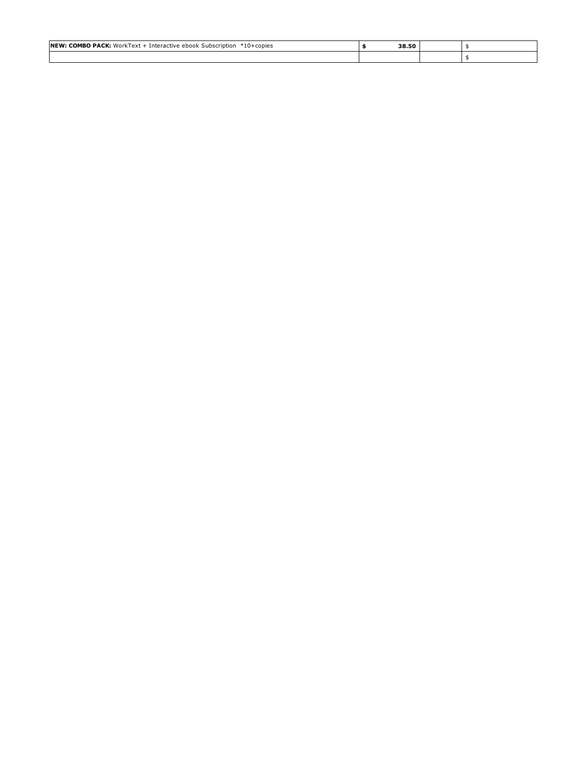| **NEW: COMBO PACK:** WorkText + Interactive ebook Subscription *10+copies | **$ 38.50** | | $ |
| --- | --- | --- | --- |
| | | | $ |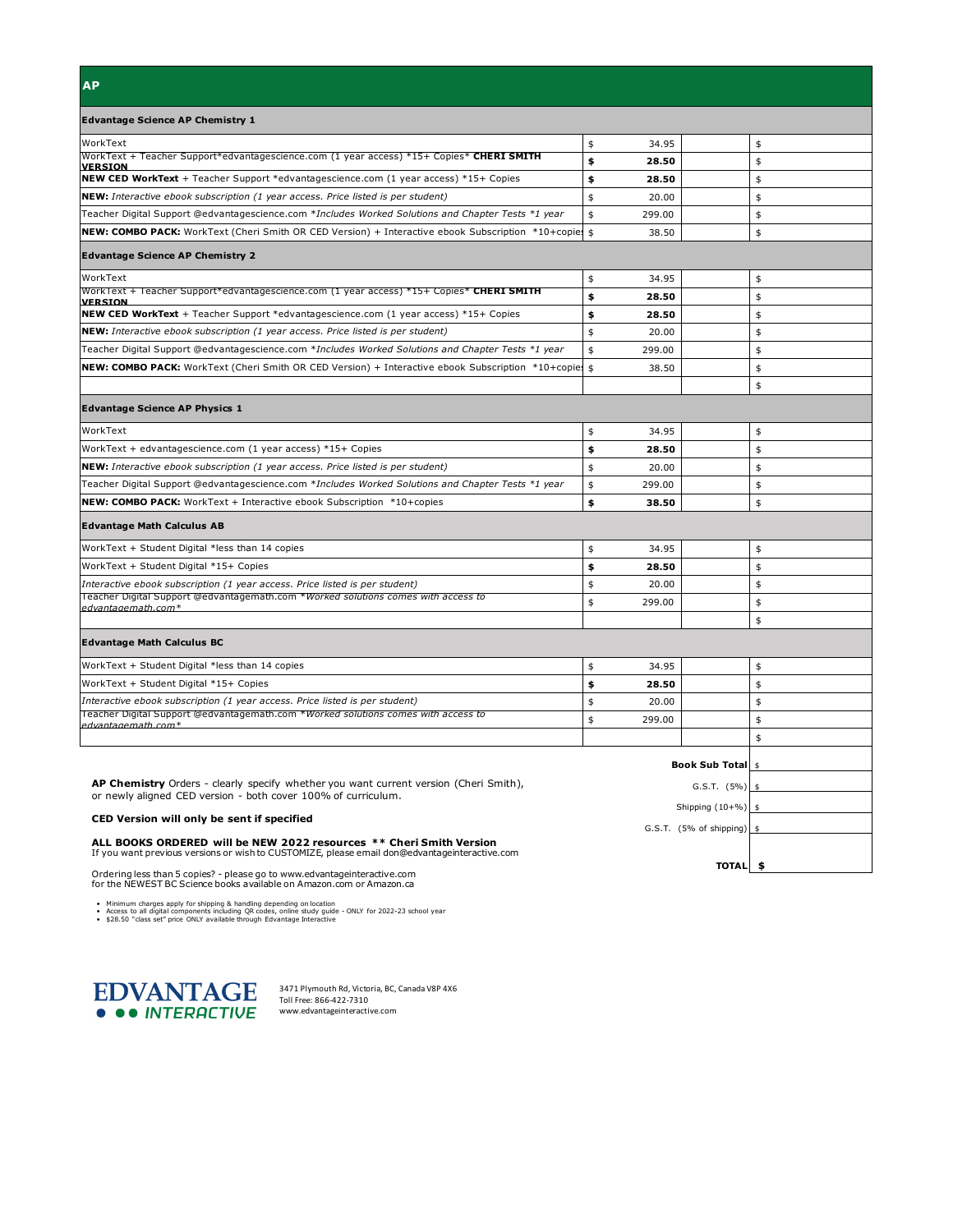## AP

| | | | |
|---|---|---|---|
| **Edvantage Science AP Chemistry 1** | | | |
| WorkText | $ 34.95 | | $ |
| WorkText + Teacher Support*edvantagescience.com (1 year access) *15+ Copies* **CHERI SMITH VERSION** | **$ 28.50** | | $ |
| **NEW CED WorkText** + Teacher Support *edvantagescience.com (1 year access) *15+ Copies | **$ 28.50** | | $ |
| **NEW:** *Interactive ebook subscription (1 year access. Price listed is per student)* | $ 20.00 | | $ |
| Teacher Digital Support @edvantagescience.com **Includes Worked Solutions and Chapter Tests *1 year* | $ 299.00 | | $ |
| **NEW: COMBO PACK:** WorkText (Cheri Smith OR CED Version) + Interactive ebook Subscription *10+copies | $ 38.50 | | $ |
| **Edvantage Science AP Chemistry 2** | | | |
| WorkText | $ 34.95 | | $ |
| WorkText + Teacher Support*edvantagescience.com (1 year access) *15+ Copies* **CHERI SMITH VERSION** | **$ 28.50** | | $ |
| **NEW CED WorkText** + Teacher Support *edvantagescience.com (1 year access) *15+ Copies | **$ 28.50** | | $ |
| **NEW:** *Interactive ebook subscription (1 year access. Price listed is per student)* | $ 20.00 | | $ |
| Teacher Digital Support @edvantagescience.com **Includes Worked Solutions and Chapter Tests *1 year* | $ 299.00 | | $ |
| **NEW: COMBO PACK:** WorkText (Cheri Smith OR CED Version) + Interactive ebook Subscription *10+copies | $ 38.50 | | $ |
| | | | $ |
| **Edvantage Science AP Physics 1** | | | |
| WorkText | $ 34.95 | | $ |
| WorkText + edvantagescience.com (1 year access) *15+ Copies | **$ 28.50** | | $ |
| **NEW:** *Interactive ebook subscription (1 year access. Price listed is per student)* | $ 20.00 | | $ |
| Teacher Digital Support @edvantagescience.com **Includes Worked Solutions and Chapter Tests *1 year* | $ 299.00 | | $ |
| **NEW: COMBO PACK:** WorkText + Interactive ebook Subscription *10+copies | **$ 38.50** | | $ |
| **Edvantage Math Calculus AB** | | | |
| WorkText + Student Digital *less than 14 copies | $ 34.95 | | $ |
| WorkText + Student Digital *15+ Copies | **$ 28.50** | | $ |
| *Interactive ebook subscription (1 year access. Price listed is per student)* | $ 20.00 | | $ |
| Teacher Digital Support @edvantagemath.com **Worked solutions comes with access to edvantagemath.com** | $ 299.00 | | $ |
| | | | $ |
| **Edvantage Math Calculus BC** | | | |
| WorkText + Student Digital *less than 14 copies | $ 34.95 | | $ |
| WorkText + Student Digital *15+ Copies | **$ 28.50** | | $ |
| *Interactive ebook subscription (1 year access. Price listed is per student)* | $ 20.00 | | $ |
| Teacher Digital Support @edvantagemath.com **Worked solutions comes with access to edvantagemath.com** | $ 299.00 | | $ |
| | | | $ |

| | |
|---|---|
| **Book Sub Total** | $ |
| G.S.T. (5%) | $ |
| Shipping (10+%) | $ |
| G.S.T. (5% of shipping) | $ |
| **TOTAL** | **$** |

**AP Chemistry** Orders - clearly specify whether you want current version (Cheri Smith), or newly aligned CED version - both cover 100% of curriculum.

**CED Version will only be sent if specified**

**ALL BOOKS ORDERED will be NEW 2022 resources \*\* Cheri Smith Version**
If you want previous versions or wish to CUSTOMIZE, please email don@edvantageinteractive.com

Ordering less than 5 copies? - please go to www.edvantageinteractive.com for the NEWEST BC Science books available on Amazon.com or Amazon.ca

- Minimum charges apply for shipping & handling depending on location
- Access to all digital components including QR codes, online study guide - ONLY for 2022-23 school year
- $28.50 "class set" price ONLY available through Edvantage Interactive

EDVANTAGE INTERACTIVE

3471 Plymouth Rd, Victoria, BC, Canada V8P 4X6
Toll Free: 866-422-7310
www.edvantageinteractive.com